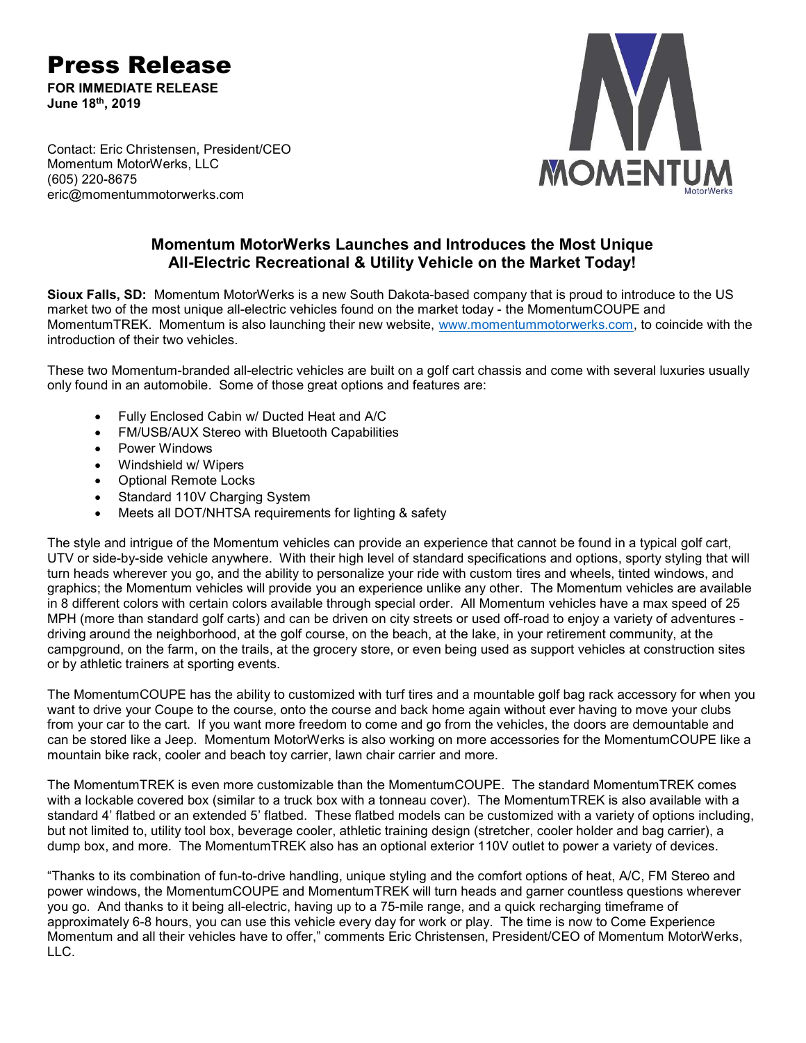# Press Release

**FOR IMMEDIATE RELEASE**
**June 18th, 2019**

Contact: Eric Christensen, President/CEO
Momentum MotorWerks, LLC
(605) 220-8675
eric@momentummotorwerks.com

## Momentum MotorWerks Launches and Introduces the Most Unique All-Electric Recreational & Utility Vehicle on the Market Today!

**Sioux Falls, SD:** Momentum MotorWerks is a new South Dakota-based company that is proud to introduce to the US market two of the most unique all-electric vehicles found on the market today - the MomentumCOUPE and MomentumTREK. Momentum is also launching their new website, www.momentummotorwerks.com, to coincide with the introduction of their two vehicles.

These two Momentum-branded all-electric vehicles are built on a golf cart chassis and come with several luxuries usually only found in an automobile. Some of those great options and features are:

- Fully Enclosed Cabin w/ Ducted Heat and A/C
- FM/USB/AUX Stereo with Bluetooth Capabilities
- Power Windows
- Windshield w/ Wipers
- Optional Remote Locks
- Standard 110V Charging System
- Meets all DOT/NHTSA requirements for lighting & safety

The style and intrigue of the Momentum vehicles can provide an experience that cannot be found in a typical golf cart, UTV or side-by-side vehicle anywhere. With their high level of standard specifications and options, sporty styling that will turn heads wherever you go, and the ability to personalize your ride with custom tires and wheels, tinted windows, and graphics; the Momentum vehicles will provide you an experience unlike any other. The Momentum vehicles are available in 8 different colors with certain colors available through special order. All Momentum vehicles have a max speed of 25 MPH (more than standard golf carts) and can be driven on city streets or used off-road to enjoy a variety of adventures - driving around the neighborhood, at the golf course, on the beach, at the lake, in your retirement community, at the campground, on the farm, on the trails, at the grocery store, or even being used as support vehicles at construction sites or by athletic trainers at sporting events.

The MomentumCOUPE has the ability to customized with turf tires and a mountable golf bag rack accessory for when you want to drive your Coupe to the course, onto the course and back home again without ever having to move your clubs from your car to the cart. If you want more freedom to come and go from the vehicles, the doors are demountable and can be stored like a Jeep. Momentum MotorWerks is also working on more accessories for the MomentumCOUPE like a mountain bike rack, cooler and beach toy carrier, lawn chair carrier and more.

The MomentumTREK is even more customizable than the MomentumCOUPE. The standard MomentumTREK comes with a lockable covered box (similar to a truck box with a tonneau cover). The MomentumTREK is also available with a standard 4' flatbed or an extended 5' flatbed. These flatbed models can be customized with a variety of options including, but not limited to, utility tool box, beverage cooler, athletic training design (stretcher, cooler holder and bag carrier), a dump box, and more. The MomentumTREK also has an optional exterior 110V outlet to power a variety of devices.

"Thanks to its combination of fun-to-drive handling, unique styling and the comfort options of heat, A/C, FM Stereo and power windows, the MomentumCOUPE and MomentumTREK will turn heads and garner countless questions wherever you go. And thanks to it being all-electric, having up to a 75-mile range, and a quick recharging timeframe of approximately 6-8 hours, you can use this vehicle every day for work or play. The time is now to Come Experience Momentum and all their vehicles have to offer," comments Eric Christensen, President/CEO of Momentum MotorWerks, LLC.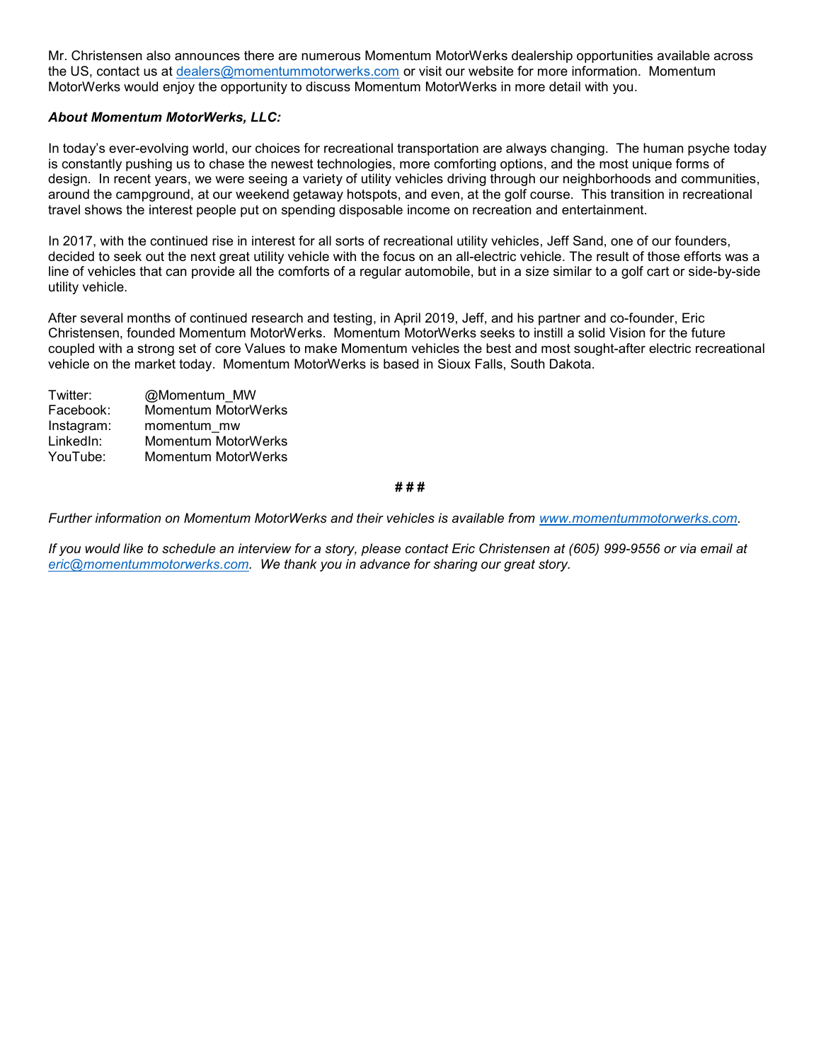Mr. Christensen also announces there are numerous Momentum MotorWerks dealership opportunities available across the US, contact us at [dealers@momentummotorwerks.com](mailto:dealers@momentummotorwerks.com) or visit our website for more information. Momentum MotorWerks would enjoy the opportunity to discuss Momentum MotorWerks in more detail with you.

***About Momentum MotorWerks, LLC:***

In today's ever-evolving world, our choices for recreational transportation are always changing. The human psyche today is constantly pushing us to chase the newest technologies, more comforting options, and the most unique forms of design. In recent years, we were seeing a variety of utility vehicles driving through our neighborhoods and communities, around the campground, at our weekend getaway hotspots, and even, at the golf course. This transition in recreational travel shows the interest people put on spending disposable income on recreation and entertainment.

In 2017, with the continued rise in interest for all sorts of recreational utility vehicles, Jeff Sand, one of our founders, decided to seek out the next great utility vehicle with the focus on an all-electric vehicle. The result of those efforts was a line of vehicles that can provide all the comforts of a regular automobile, but in a size similar to a golf cart or side-by-side utility vehicle.

After several months of continued research and testing, in April 2019, Jeff, and his partner and co-founder, Eric Christensen, founded Momentum MotorWerks. Momentum MotorWerks seeks to instill a solid Vision for the future coupled with a strong set of core Values to make Momentum vehicles the best and most sought-after electric recreational vehicle on the market today. Momentum MotorWerks is based in Sioux Falls, South Dakota.

| | |
|---|---|
| Twitter: | @Momentum_MW |
| Facebook: | Momentum MotorWerks |
| Instagram: | momentum_mw |
| LinkedIn: | Momentum MotorWerks |
| YouTube: | Momentum MotorWerks |

**# # #**

*Further information on Momentum MotorWerks and their vehicles is available from [www.momentummotorwerks.com](http://www.momentummotorwerks.com).*

*If you would like to schedule an interview for a story, please contact Eric Christensen at (605) 999-9556 or via email at [eric@momentummotorwerks.com](mailto:eric@momentummotorwerks.com). We thank you in advance for sharing our great story.*